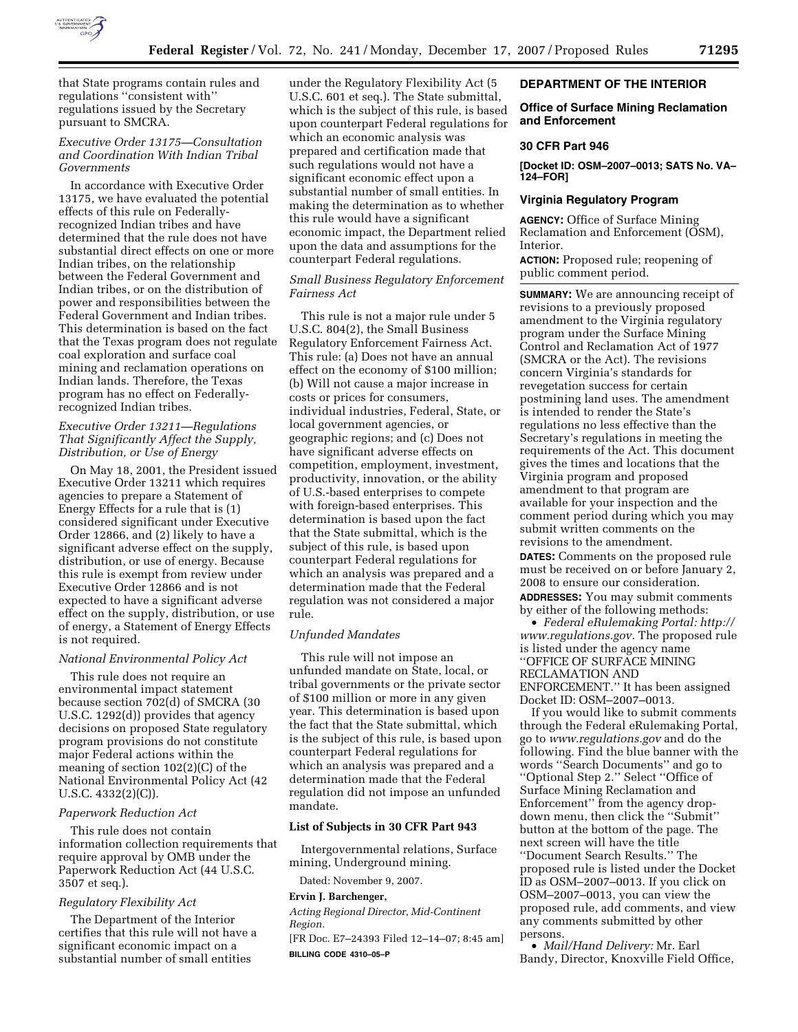that State programs contain rules and regulations ''consistent with'' regulations issued by the Secretary pursuant to SMCRA.

*Executive Order 13175—Consultation and Coordination With Indian Tribal Governments*

In accordance with Executive Order 13175, we have evaluated the potential effects of this rule on Federally-recognized Indian tribes and have determined that the rule does not have substantial direct effects on one or more Indian tribes, on the relationship between the Federal Government and Indian tribes, or on the distribution of power and responsibilities between the Federal Government and Indian tribes. This determination is based on the fact that the Texas program does not regulate coal exploration and surface coal mining and reclamation operations on Indian lands. Therefore, the Texas program has no effect on Federally-recognized Indian tribes.

*Executive Order 13211—Regulations That Significantly Affect the Supply, Distribution, or Use of Energy*

On May 18, 2001, the President issued Executive Order 13211 which requires agencies to prepare a Statement of Energy Effects for a rule that is (1) considered significant under Executive Order 12866, and (2) likely to have a significant adverse effect on the supply, distribution, or use of energy. Because this rule is exempt from review under Executive Order 12866 and is not expected to have a significant adverse effect on the supply, distribution, or use of energy, a Statement of Energy Effects is not required.

*National Environmental Policy Act*

This rule does not require an environmental impact statement because section 702(d) of SMCRA (30 U.S.C. 1292(d)) provides that agency decisions on proposed State regulatory program provisions do not constitute major Federal actions within the meaning of section 102(2)(C) of the National Environmental Policy Act (42 U.S.C. 4332(2)(C)).

*Paperwork Reduction Act*

This rule does not contain information collection requirements that require approval by OMB under the Paperwork Reduction Act (44 U.S.C. 3507 et seq.).

*Regulatory Flexibility Act*

The Department of the Interior certifies that this rule will not have a significant economic impact on a substantial number of small entities under the Regulatory Flexibility Act (5 U.S.C. 601 et seq.). The State submittal, which is the subject of this rule, is based upon counterpart Federal regulations for which an economic analysis was prepared and certification made that such regulations would not have a significant economic effect upon a substantial number of small entities. In making the determination as to whether this rule would have a significant economic impact, the Department relied upon the data and assumptions for the counterpart Federal regulations.

*Small Business Regulatory Enforcement Fairness Act*

This rule is not a major rule under 5 U.S.C. 804(2), the Small Business Regulatory Enforcement Fairness Act. This rule: (a) Does not have an annual effect on the economy of $100 million; (b) Will not cause a major increase in costs or prices for consumers, individual industries, Federal, State, or local government agencies, or geographic regions; and (c) Does not have significant adverse effects on competition, employment, investment, productivity, innovation, or the ability of U.S.-based enterprises to compete with foreign-based enterprises. This determination is based upon the fact that the State submittal, which is the subject of this rule, is based upon counterpart Federal regulations for which an analysis was prepared and a determination made that the Federal regulation was not considered a major rule.

*Unfunded Mandates*

This rule will not impose an unfunded mandate on State, local, or tribal governments or the private sector of $100 million or more in any given year. This determination is based upon the fact that the State submittal, which is the subject of this rule, is based upon counterpart Federal regulations for which an analysis was prepared and a determination made that the Federal regulation did not impose an unfunded mandate.

**List of Subjects in 30 CFR Part 943**

Intergovernmental relations, Surface mining, Underground mining.

Dated: November 9, 2007.

**Ervin J. Barchenger,**

*Acting Regional Director, Mid-Continent Region.*

[FR Doc. E7–24393 Filed 12–14–07; 8:45 am]

**BILLING CODE 4310–05–P**

## DEPARTMENT OF THE INTERIOR

### Office of Surface Mining Reclamation and Enforcement

### 30 CFR Part 946

**[Docket ID: OSM–2007–0013; SATS No. VA–124–FOR]**

### Virginia Regulatory Program

**AGENCY:** Office of Surface Mining Reclamation and Enforcement (OSM), Interior.

**ACTION:** Proposed rule; reopening of public comment period.

**SUMMARY:** We are announcing receipt of revisions to a previously proposed amendment to the Virginia regulatory program under the Surface Mining Control and Reclamation Act of 1977 (SMCRA or the Act). The revisions concern Virginia's standards for revegetation success for certain postmining land uses. The amendment is intended to render the State's regulations no less effective than the Secretary's regulations in meeting the requirements of the Act. This document gives the times and locations that the Virginia program and proposed amendment to that program are available for your inspection and the comment period during which you may submit written comments on the revisions to the amendment.

**DATES:** Comments on the proposed rule must be received on or before January 2, 2008 to ensure our consideration.

**ADDRESSES:** You may submit comments by either of the following methods:

- *Federal eRulemaking Portal: http://www.regulations.gov.* The proposed rule is listed under the agency name ''OFFICE OF SURFACE MINING RECLAMATION AND ENFORCEMENT.'' It has been assigned Docket ID: OSM–2007–0013.

If you would like to submit comments through the Federal eRulemaking Portal, go to *www.regulations.gov* and do the following. Find the blue banner with the words ''Search Documents'' and go to ''Optional Step 2.'' Select ''Office of Surface Mining Reclamation and Enforcement'' from the agency drop-down menu, then click the ''Submit'' button at the bottom of the page. The next screen will have the title ''Document Search Results.'' The proposed rule is listed under the Docket ID as OSM–2007–0013. If you click on OSM–2007–0013, you can view the proposed rule, add comments, and view any comments submitted by other persons.

- *Mail/Hand Delivery:* Mr. Earl Bandy, Director, Knoxville Field Office,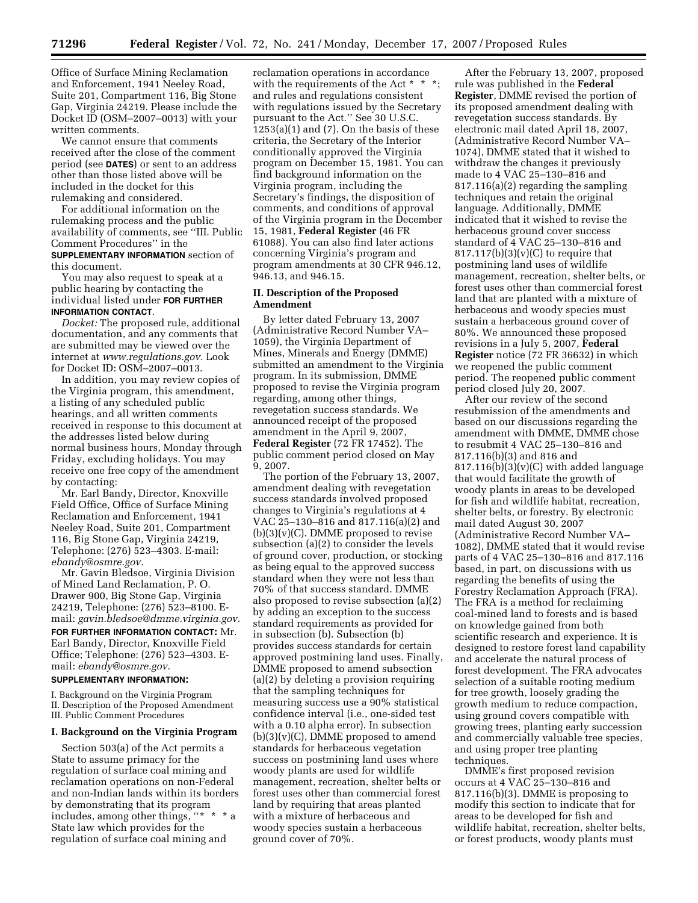Office of Surface Mining Reclamation and Enforcement, 1941 Neeley Road, Suite 201, Compartment 116, Big Stone Gap, Virginia 24219. Please include the Docket ID (OSM–2007–0013) with your written comments.

We cannot ensure that comments received after the close of the comment period (see **DATES**) or sent to an address other than those listed above will be included in the docket for this rulemaking and considered.

For additional information on the rulemaking process and the public availability of comments, see ''III. Public Comment Procedures'' in the **SUPPLEMENTARY INFORMATION** section of this document.

You may also request to speak at a public hearing by contacting the individual listed under **FOR FURTHER INFORMATION CONTACT**.

*Docket:* The proposed rule, additional documentation, and any comments that are submitted may be viewed over the internet at *www.regulations.gov*. Look for Docket ID: OSM–2007–0013.

In addition, you may review copies of the Virginia program, this amendment, a listing of any scheduled public hearings, and all written comments received in response to this document at the addresses listed below during normal business hours, Monday through Friday, excluding holidays. You may receive one free copy of the amendment by contacting:

Mr. Earl Bandy, Director, Knoxville Field Office, Office of Surface Mining Reclamation and Enforcement, 1941 Neeley Road, Suite 201, Compartment 116, Big Stone Gap, Virginia 24219, Telephone: (276) 523–4303. E-mail: *ebandy@osmre.gov*.

Mr. Gavin Bledsoe, Virginia Division of Mined Land Reclamation, P. O. Drawer 900, Big Stone Gap, Virginia 24219, Telephone: (276) 523–8100. E-mail: *gavin.bledsoe@dmme.virginia.gov*.

**FOR FURTHER INFORMATION CONTACT:** Mr. Earl Bandy, Director, Knoxville Field Office; Telephone: (276) 523–4303. E-mail: *ebandy@osmre.gov*.

**SUPPLEMENTARY INFORMATION:**

I. Background on the Virginia Program
II. Description of the Proposed Amendment
III. Public Comment Procedures

## I. Background on the Virginia Program

Section 503(a) of the Act permits a State to assume primacy for the regulation of surface coal mining and reclamation operations on non-Federal and non-Indian lands within its borders by demonstrating that its program includes, among other things, ''\* \* \* a State law which provides for the regulation of surface coal mining and reclamation operations in accordance with the requirements of the Act \* \* \*; and rules and regulations consistent with regulations issued by the Secretary pursuant to the Act.'' See 30 U.S.C. 1253(a)(1) and (7). On the basis of these criteria, the Secretary of the Interior conditionally approved the Virginia program on December 15, 1981. You can find background information on the Virginia program, including the Secretary's findings, the disposition of comments, and conditions of approval of the Virginia program in the December 15, 1981, **Federal Register** (46 FR 61088). You can also find later actions concerning Virginia's program and program amendments at 30 CFR 946.12, 946.13, and 946.15.

## II. Description of the Proposed Amendment

By letter dated February 13, 2007 (Administrative Record Number VA–1059), the Virginia Department of Mines, Minerals and Energy (DMME) submitted an amendment to the Virginia program. In its submission, DMME proposed to revise the Virginia program regarding, among other things, revegetation success standards. We announced receipt of the proposed amendment in the April 9, 2007, **Federal Register** (72 FR 17452). The public comment period closed on May 9, 2007.

The portion of the February 13, 2007, amendment dealing with revegetation success standards involved proposed changes to Virginia's regulations at 4 VAC 25–130–816 and 817.116(a)(2) and (b)(3)(v)(C). DMME proposed to revise subsection (a)(2) to consider the levels of ground cover, production, or stocking as being equal to the approved success standard when they were not less than 70% of that success standard. DMME also proposed to revise subsection (a)(2) by adding an exception to the success standard requirements as provided for in subsection (b). Subsection (b) provides success standards for certain approved postmining land uses. Finally, DMME proposed to amend subsection (a)(2) by deleting a provision requiring that the sampling techniques for measuring success use a 90% statistical confidence interval (i.e., one-sided test with a 0.10 alpha error). In subsection (b)(3)(v)(C), DMME proposed to amend standards for herbaceous vegetation success on postmining land uses where woody plants are used for wildlife management, recreation, shelter belts or forest uses other than commercial forest land by requiring that areas planted with a mixture of herbaceous and woody species sustain a herbaceous ground cover of 70%.

After the February 13, 2007, proposed rule was published in the **Federal Register**, DMME revised the portion of its proposed amendment dealing with revegetation success standards. By electronic mail dated April 18, 2007, (Administrative Record Number VA–1074), DMME stated that it wished to withdraw the changes it previously made to 4 VAC 25–130–816 and 817.116(a)(2) regarding the sampling techniques and retain the original language. Additionally, DMME indicated that it wished to revise the herbaceous ground cover success standard of 4 VAC 25–130–816 and 817.117(b)(3)(v)(C) to require that postmining land uses of wildlife management, recreation, shelter belts, or forest uses other than commercial forest land that are planted with a mixture of herbaceous and woody species must sustain a herbaceous ground cover of 80%. We announced these proposed revisions in a July 5, 2007, **Federal Register** notice (72 FR 36632) in which we reopened the public comment period. The reopened public comment period closed July 20, 2007.

After our review of the second resubmission of the amendments and based on our discussions regarding the amendment with DMME, DMME chose to resubmit 4 VAC 25–130–816 and 817.116(b)(3) and 816 and 817.116(b)(3)(v)(C) with added language that would facilitate the growth of woody plants in areas to be developed for fish and wildlife habitat, recreation, shelter belts, or forestry. By electronic mail dated August 30, 2007 (Administrative Record Number VA–1082), DMME stated that it would revise parts of 4 VAC 25–130–816 and 817.116 based, in part, on discussions with us regarding the benefits of using the Forestry Reclamation Approach (FRA). The FRA is a method for reclaiming coal-mined land to forests and is based on knowledge gained from both scientific research and experience. It is designed to restore forest land capability and accelerate the natural process of forest development. The FRA advocates selection of a suitable rooting medium for tree growth, loosely grading the growth medium to reduce compaction, using ground covers compatible with growing trees, planting early succession and commercially valuable tree species, and using proper tree planting techniques.

DMME's first proposed revision occurs at 4 VAC 25–130–816 and 817.116(b)(3). DMME is proposing to modify this section to indicate that for areas to be developed for fish and wildlife habitat, recreation, shelter belts, or forest products, woody plants must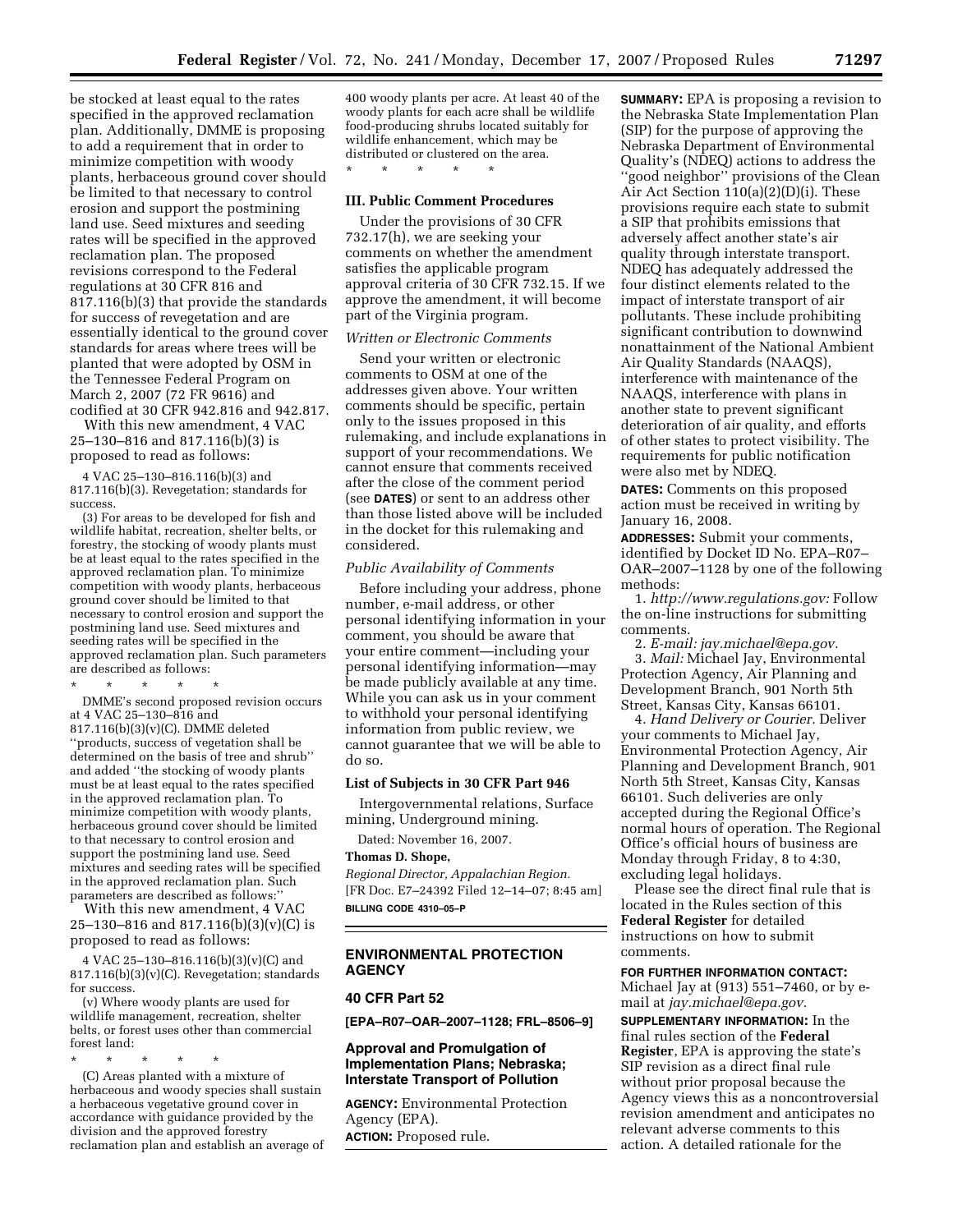be stocked at least equal to the rates specified in the approved reclamation plan. Additionally, DMME is proposing to add a requirement that in order to minimize competition with woody plants, herbaceous ground cover should be limited to that necessary to control erosion and support the postmining land use. Seed mixtures and seeding rates will be specified in the approved reclamation plan. The proposed revisions correspond to the Federal regulations at 30 CFR 816 and 817.116(b)(3) that provide the standards for success of revegetation and are essentially identical to the ground cover standards for areas where trees will be planted that were adopted by OSM in the Tennessee Federal Program on March 2, 2007 (72 FR 9616) and codified at 30 CFR 942.816 and 942.817.

With this new amendment, 4 VAC 25–130–816 and 817.116(b)(3) is proposed to read as follows:

4 VAC 25–130–816.116(b)(3) and 817.116(b)(3). Revegetation; standards for success.

(3) For areas to be developed for fish and wildlife habitat, recreation, shelter belts, or forestry, the stocking of woody plants must be at least equal to the rates specified in the approved reclamation plan. To minimize competition with woody plants, herbaceous ground cover should be limited to that necessary to control erosion and support the postmining land use. Seed mixtures and seeding rates will be specified in the approved reclamation plan. Such parameters are described as follows:

\* \* \* \* \*

DMME's second proposed revision occurs at 4 VAC 25–130–816 and 817.116(b)(3)(v)(C). DMME deleted ''products, success of vegetation shall be determined on the basis of tree and shrub'' and added ''the stocking of woody plants must be at least equal to the rates specified in the approved reclamation plan. To minimize competition with woody plants, herbaceous ground cover should be limited to that necessary to control erosion and support the postmining land use. Seed mixtures and seeding rates will be specified in the approved reclamation plan. Such parameters are described as follows:''

With this new amendment, 4 VAC 25–130–816 and 817.116(b)(3)(v)(C) is proposed to read as follows:

4 VAC 25–130–816.116(b)(3)(v)(C) and 817.116(b)(3)(v)(C). Revegetation; standards for success.

(v) Where woody plants are used for wildlife management, recreation, shelter belts, or forest uses other than commercial forest land:

\* \* \* \* \*

(C) Areas planted with a mixture of herbaceous and woody species shall sustain a herbaceous vegetative ground cover in accordance with guidance provided by the division and the approved forestry reclamation plan and establish an average of 400 woody plants per acre. At least 40 of the woody plants for each acre shall be wildlife food-producing shrubs located suitably for wildlife enhancement, which may be distributed or clustered on the area.

\* \* \* \* \*

## III. Public Comment Procedures

Under the provisions of 30 CFR 732.17(h), we are seeking your comments on whether the amendment satisfies the applicable program approval criteria of 30 CFR 732.15. If we approve the amendment, it will become part of the Virginia program.

*Written or Electronic Comments*

Send your written or electronic comments to OSM at one of the addresses given above. Your written comments should be specific, pertain only to the issues proposed in this rulemaking, and include explanations in support of your recommendations. We cannot ensure that comments received after the close of the comment period (see **DATES**) or sent to an address other than those listed above will be included in the docket for this rulemaking and considered.

*Public Availability of Comments*

Before including your address, phone number, e-mail address, or other personal identifying information in your comment, you should be aware that your entire comment—including your personal identifying information—may be made publicly available at any time. While you can ask us in your comment to withhold your personal identifying information from public review, we cannot guarantee that we will be able to do so.

**List of Subjects in 30 CFR Part 946**

Intergovernmental relations, Surface mining, Underground mining.

Dated: November 16, 2007.

**Thomas D. Shope,**

*Regional Director, Appalachian Region.*

[FR Doc. E7–24392 Filed 12–14–07; 8:45 am]

**BILLING CODE 4310–05–P**

## ENVIRONMENTAL PROTECTION AGENCY

### 40 CFR Part 52

**[EPA–R07–OAR–2007–1128; FRL–8506–9]**

### Approval and Promulgation of Implementation Plans; Nebraska; Interstate Transport of Pollution

**AGENCY:** Environmental Protection Agency (EPA).

**ACTION:** Proposed rule.

**SUMMARY:** EPA is proposing a revision to the Nebraska State Implementation Plan (SIP) for the purpose of approving the Nebraska Department of Environmental Quality's (NDEQ) actions to address the ''good neighbor'' provisions of the Clean Air Act Section 110(a)(2)(D)(i). These provisions require each state to submit a SIP that prohibits emissions that adversely affect another state's air quality through interstate transport. NDEQ has adequately addressed the four distinct elements related to the impact of interstate transport of air pollutants. These include prohibiting significant contribution to downwind nonattainment of the National Ambient Air Quality Standards (NAAQS), interference with maintenance of the NAAQS, interference with plans in another state to prevent significant deterioration of air quality, and efforts of other states to protect visibility. The requirements for public notification were also met by NDEQ.

**DATES:** Comments on this proposed action must be received in writing by January 16, 2008.

**ADDRESSES:** Submit your comments, identified by Docket ID No. EPA–R07–OAR–2007–1128 by one of the following methods:

1. *http://www.regulations.gov:* Follow the on-line instructions for submitting comments.
2. *E-mail: jay.michael@epa.gov.*
3. *Mail:* Michael Jay, Environmental Protection Agency, Air Planning and Development Branch, 901 North 5th Street, Kansas City, Kansas 66101.
4. *Hand Delivery or Courier.* Deliver your comments to Michael Jay, Environmental Protection Agency, Air Planning and Development Branch, 901 North 5th Street, Kansas City, Kansas 66101. Such deliveries are only accepted during the Regional Office's normal hours of operation. The Regional Office's official hours of business are Monday through Friday, 8 to 4:30, excluding legal holidays.

Please see the direct final rule that is located in the Rules section of this **Federal Register** for detailed instructions on how to submit comments.

**FOR FURTHER INFORMATION CONTACT:** Michael Jay at (913) 551–7460, or by e-mail at *jay.michael@epa.gov.*

**SUPPLEMENTARY INFORMATION:** In the final rules section of the **Federal Register**, EPA is approving the state's SIP revision as a direct final rule without prior proposal because the Agency views this as a noncontroversial revision amendment and anticipates no relevant adverse comments to this action. A detailed rationale for the